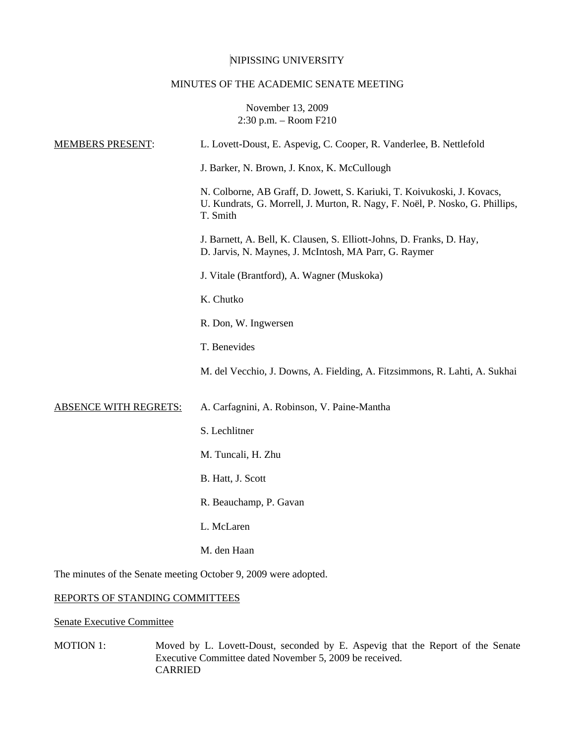NIPISSING UNIVERSITY

MINUTES OF THE ACADEMIC SENATE MEETING

November 13, 2009
2:30 p.m. – Room F210

MEMBERS PRESENT:

L. Lovett-Doust, E. Aspevig, C. Cooper, R. Vanderlee, B. Nettlefold

J. Barker, N. Brown, J. Knox, K. McCullough

N. Colborne, AB Graff, D. Jowett, S. Kariuki, T. Koivukoski, J. Kovacs, U. Kundrats, G. Morrell, J. Murton, R. Nagy, F. Noël, P. Nosko, G. Phillips, T. Smith

J. Barnett, A. Bell, K. Clausen, S. Elliott-Johns, D. Franks, D. Hay, D. Jarvis, N. Maynes, J. McIntosh, MA Parr, G. Raymer

J. Vitale (Brantford), A. Wagner (Muskoka)

K. Chutko

R. Don, W. Ingwersen

T. Benevides

M. del Vecchio, J. Downs, A. Fielding, A. Fitzsimmons, R. Lahti, A. Sukhai

ABSENCE WITH REGRETS:

A. Carfagnini, A. Robinson, V. Paine-Mantha

S. Lechlitner

M. Tuncali, H. Zhu

B. Hatt, J. Scott

R. Beauchamp, P. Gavan

L. McLaren

M. den Haan

The minutes of the Senate meeting October 9, 2009 were adopted.

REPORTS OF STANDING COMMITTEES

Senate Executive Committee

MOTION 1: Moved by L. Lovett-Doust, seconded by E. Aspevig that the Report of the Senate Executive Committee dated November 5, 2009 be received.
CARRIED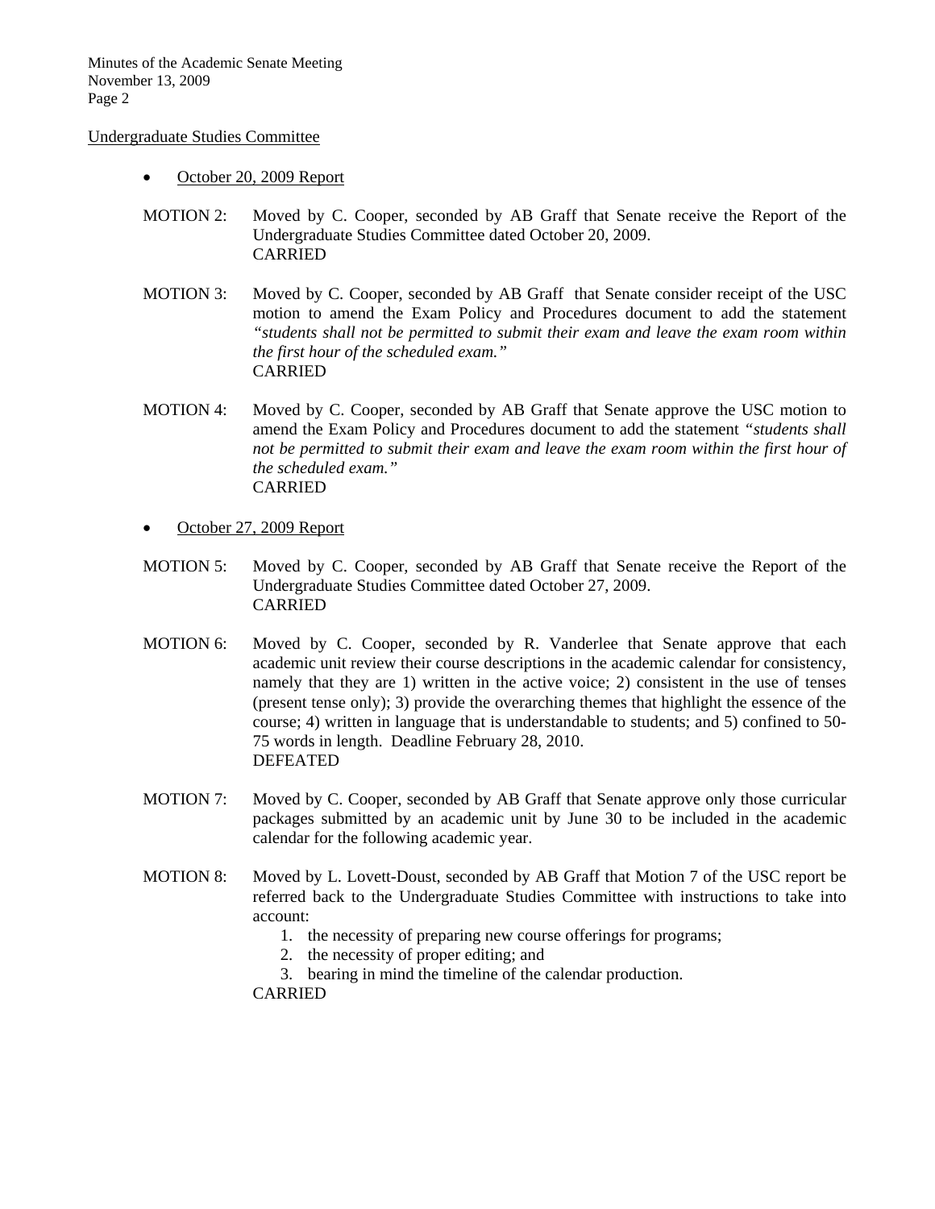Undergraduate Studies Committee

- October 20, 2009 Report

MOTION 2: Moved by C. Cooper, seconded by AB Graff that Senate receive the Report of the Undergraduate Studies Committee dated October 20, 2009.
CARRIED

MOTION 3: Moved by C. Cooper, seconded by AB Graff that Senate consider receipt of the USC motion to amend the Exam Policy and Procedures document to add the statement *"students shall not be permitted to submit their exam and leave the exam room within the first hour of the scheduled exam."*
CARRIED

MOTION 4: Moved by C. Cooper, seconded by AB Graff that Senate approve the USC motion to amend the Exam Policy and Procedures document to add the statement *"students shall not be permitted to submit their exam and leave the exam room within the first hour of the scheduled exam."*
CARRIED

- October 27, 2009 Report

MOTION 5: Moved by C. Cooper, seconded by AB Graff that Senate receive the Report of the Undergraduate Studies Committee dated October 27, 2009.
CARRIED

MOTION 6: Moved by C. Cooper, seconded by R. Vanderlee that Senate approve that each academic unit review their course descriptions in the academic calendar for consistency, namely that they are 1) written in the active voice; 2) consistent in the use of tenses (present tense only); 3) provide the overarching themes that highlight the essence of the course; 4) written in language that is understandable to students; and 5) confined to 50-75 words in length. Deadline February 28, 2010.
DEFEATED

MOTION 7: Moved by C. Cooper, seconded by AB Graff that Senate approve only those curricular packages submitted by an academic unit by June 30 to be included in the academic calendar for the following academic year.

MOTION 8: Moved by L. Lovett-Doust, seconded by AB Graff that Motion 7 of the USC report be referred back to the Undergraduate Studies Committee with instructions to take into account:

1. the necessity of preparing new course offerings for programs;
2. the necessity of proper editing; and
3. bearing in mind the timeline of the calendar production.

CARRIED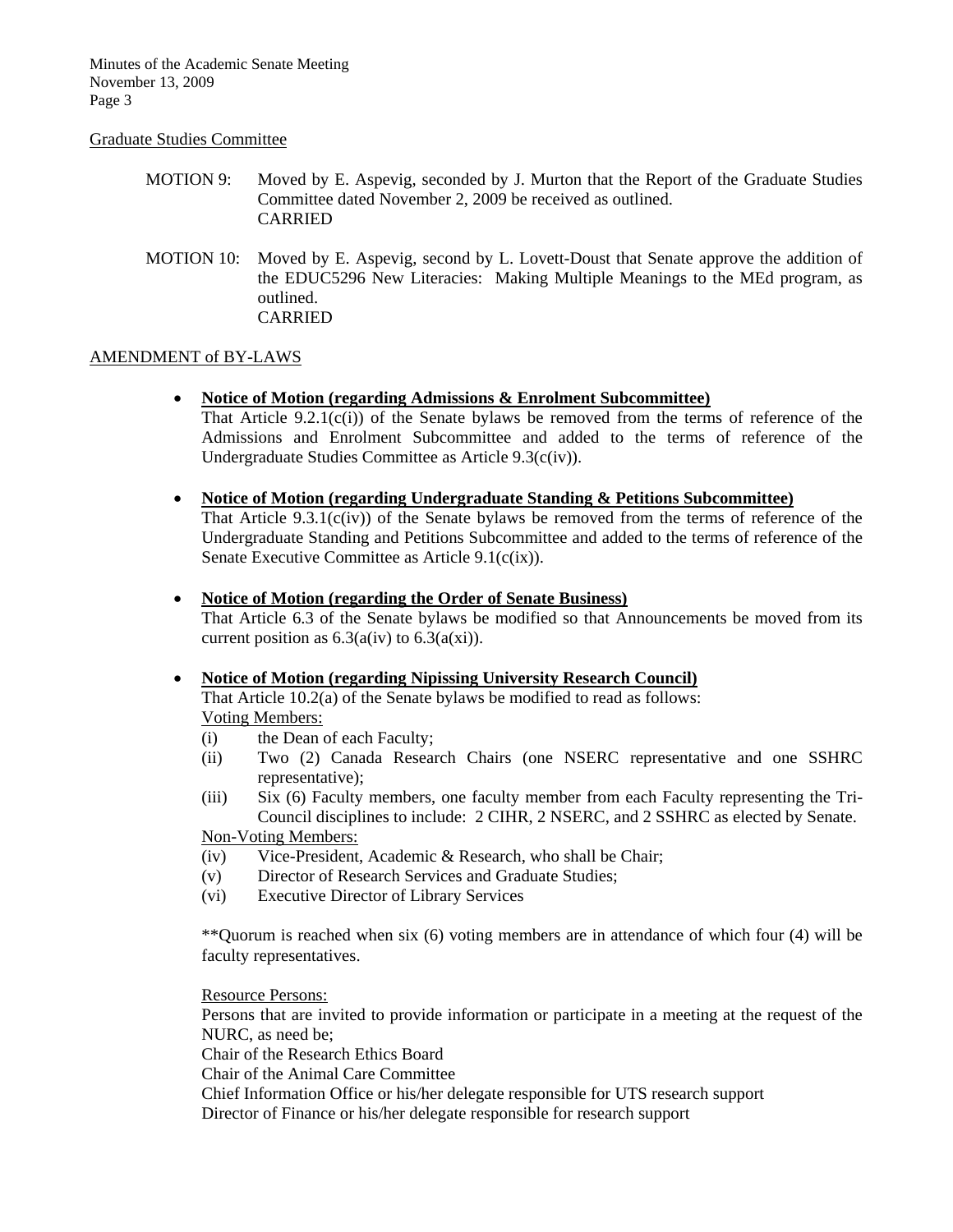Graduate Studies Committee

MOTION 9: Moved by E. Aspevig, seconded by J. Murton that the Report of the Graduate Studies Committee dated November 2, 2009 be received as outlined.
CARRIED

MOTION 10: Moved by E. Aspevig, second by L. Lovett-Doust that Senate approve the addition of the EDUC5296 New Literacies: Making Multiple Meanings to the MEd program, as outlined.
CARRIED

AMENDMENT of BY-LAWS

- **Notice of Motion (regarding Admissions & Enrolment Subcommittee)**
  That Article 9.2.1(c(i)) of the Senate bylaws be removed from the terms of reference of the Admissions and Enrolment Subcommittee and added to the terms of reference of the Undergraduate Studies Committee as Article 9.3(c(iv)).

- **Notice of Motion (regarding Undergraduate Standing & Petitions Subcommittee)**
  That Article 9.3.1(c(iv)) of the Senate bylaws be removed from the terms of reference of the Undergraduate Standing and Petitions Subcommittee and added to the terms of reference of the Senate Executive Committee as Article 9.1(c(ix)).

- **Notice of Motion (regarding the Order of Senate Business)**
  That Article 6.3 of the Senate bylaws be modified so that Announcements be moved from its current position as 6.3(a(iv) to 6.3(a(xi)).

- **Notice of Motion (regarding Nipissing University Research Council)**
  That Article 10.2(a) of the Senate bylaws be modified to read as follows:
  Voting Members:
  (i) the Dean of each Faculty;
  (ii) Two (2) Canada Research Chairs (one NSERC representative and one SSHRC representative);
  (iii) Six (6) Faculty members, one faculty member from each Faculty representing the Tri-Council disciplines to include: 2 CIHR, 2 NSERC, and 2 SSHRC as elected by Senate.
  Non-Voting Members:
  (iv) Vice-President, Academic & Research, who shall be Chair;
  (v) Director of Research Services and Graduate Studies;
  (vi) Executive Director of Library Services

  **Quorum is reached when six (6) voting members are in attendance of which four (4) will be faculty representatives.

  Resource Persons:
  Persons that are invited to provide information or participate in a meeting at the request of the NURC, as need be;
  Chair of the Research Ethics Board
  Chair of the Animal Care Committee
  Chief Information Office or his/her delegate responsible for UTS research support
  Director of Finance or his/her delegate responsible for research support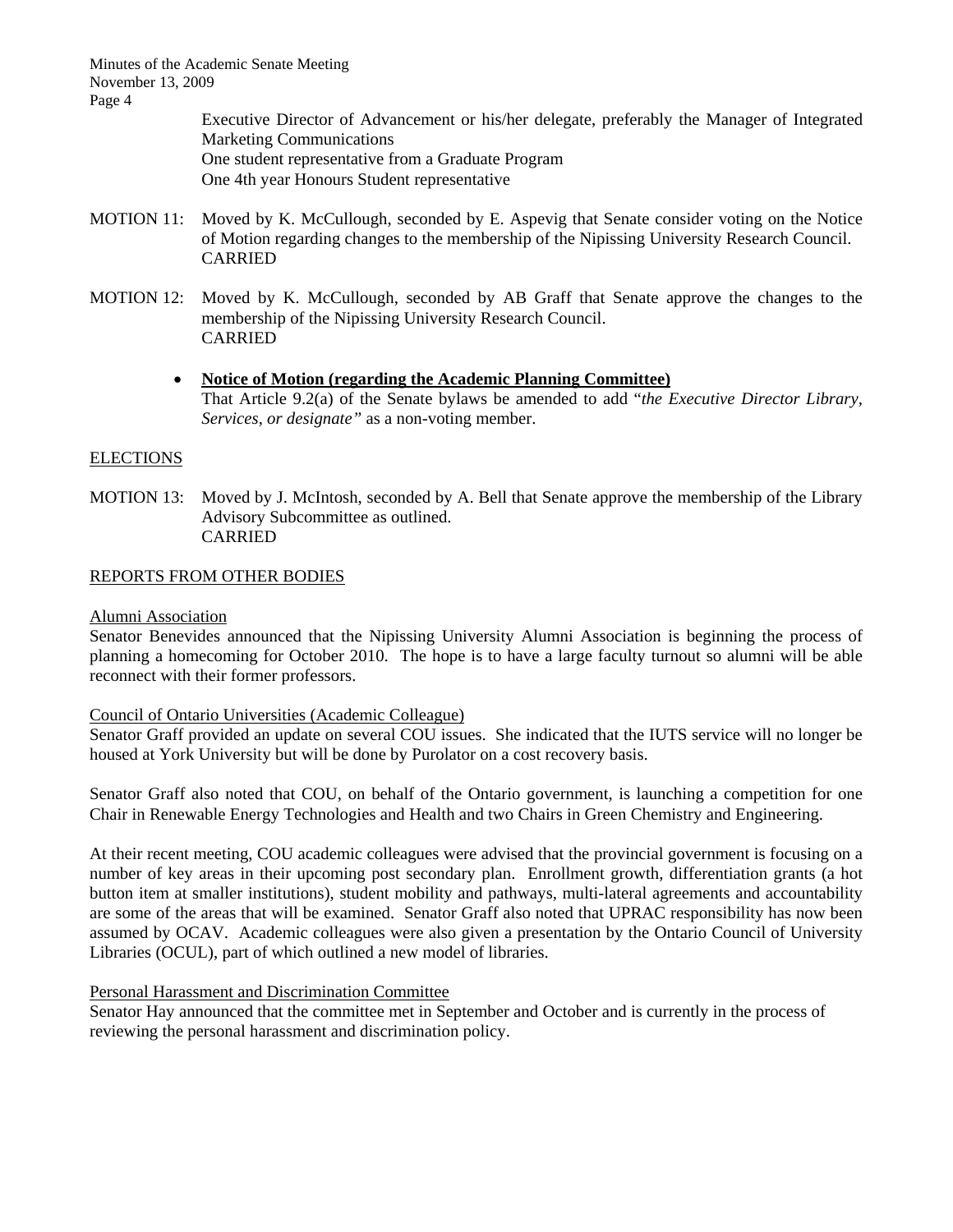Executive Director of Advancement or his/her delegate, preferably the Manager of Integrated Marketing Communications
One student representative from a Graduate Program
One 4th year Honours Student representative

MOTION 11: Moved by K. McCullough, seconded by E. Aspevig that Senate consider voting on the Notice of Motion regarding changes to the membership of the Nipissing University Research Council.
CARRIED

MOTION 12: Moved by K. McCullough, seconded by AB Graff that Senate approve the changes to the membership of the Nipissing University Research Council.
CARRIED

- **Notice of Motion (regarding the Academic Planning Committee)**
  That Article 9.2(a) of the Senate bylaws be amended to add "*the Executive Director Library, Services, or designate"* as a non-voting member.

## ELECTIONS

MOTION 13: Moved by J. McIntosh, seconded by A. Bell that Senate approve the membership of the Library Advisory Subcommittee as outlined.
CARRIED

## REPORTS FROM OTHER BODIES

### Alumni Association

Senator Benevides announced that the Nipissing University Alumni Association is beginning the process of planning a homecoming for October 2010. The hope is to have a large faculty turnout so alumni will be able reconnect with their former professors.

### Council of Ontario Universities (Academic Colleague)

Senator Graff provided an update on several COU issues. She indicated that the IUTS service will no longer be housed at York University but will be done by Purolator on a cost recovery basis.

Senator Graff also noted that COU, on behalf of the Ontario government, is launching a competition for one Chair in Renewable Energy Technologies and Health and two Chairs in Green Chemistry and Engineering.

At their recent meeting, COU academic colleagues were advised that the provincial government is focusing on a number of key areas in their upcoming post secondary plan. Enrollment growth, differentiation grants (a hot button item at smaller institutions), student mobility and pathways, multi-lateral agreements and accountability are some of the areas that will be examined. Senator Graff also noted that UPRAC responsibility has now been assumed by OCAV. Academic colleagues were also given a presentation by the Ontario Council of University Libraries (OCUL), part of which outlined a new model of libraries.

### Personal Harassment and Discrimination Committee

Senator Hay announced that the committee met in September and October and is currently in the process of reviewing the personal harassment and discrimination policy.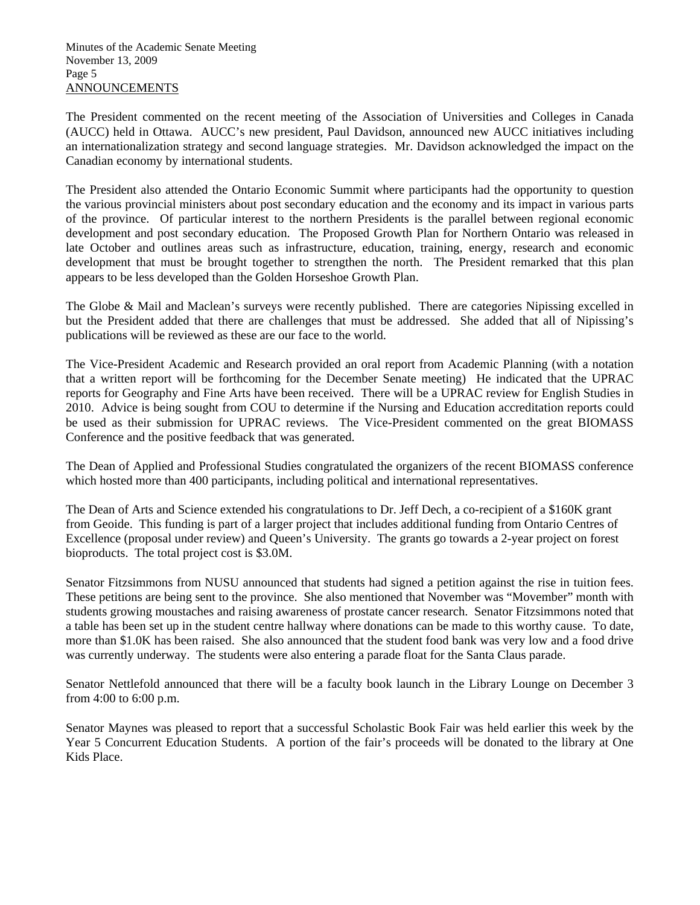## ANNOUNCEMENTS

The President commented on the recent meeting of the Association of Universities and Colleges in Canada (AUCC) held in Ottawa. AUCC's new president, Paul Davidson, announced new AUCC initiatives including an internationalization strategy and second language strategies. Mr. Davidson acknowledged the impact on the Canadian economy by international students.

The President also attended the Ontario Economic Summit where participants had the opportunity to question the various provincial ministers about post secondary education and the economy and its impact in various parts of the province. Of particular interest to the northern Presidents is the parallel between regional economic development and post secondary education. The Proposed Growth Plan for Northern Ontario was released in late October and outlines areas such as infrastructure, education, training, energy, research and economic development that must be brought together to strengthen the north. The President remarked that this plan appears to be less developed than the Golden Horseshoe Growth Plan.

The Globe & Mail and Maclean's surveys were recently published. There are categories Nipissing excelled in but the President added that there are challenges that must be addressed. She added that all of Nipissing's publications will be reviewed as these are our face to the world.

The Vice-President Academic and Research provided an oral report from Academic Planning (with a notation that a written report will be forthcoming for the December Senate meeting) He indicated that the UPRAC reports for Geography and Fine Arts have been received. There will be a UPRAC review for English Studies in 2010. Advice is being sought from COU to determine if the Nursing and Education accreditation reports could be used as their submission for UPRAC reviews. The Vice-President commented on the great BIOMASS Conference and the positive feedback that was generated.

The Dean of Applied and Professional Studies congratulated the organizers of the recent BIOMASS conference which hosted more than 400 participants, including political and international representatives.

The Dean of Arts and Science extended his congratulations to Dr. Jeff Dech, a co-recipient of a $160K grant from Geoide. This funding is part of a larger project that includes additional funding from Ontario Centres of Excellence (proposal under review) and Queen's University. The grants go towards a 2-year project on forest bioproducts. The total project cost is $3.0M.

Senator Fitzsimmons from NUSU announced that students had signed a petition against the rise in tuition fees. These petitions are being sent to the province. She also mentioned that November was "Movember" month with students growing moustaches and raising awareness of prostate cancer research. Senator Fitzsimmons noted that a table has been set up in the student centre hallway where donations can be made to this worthy cause. To date, more than $1.0K has been raised. She also announced that the student food bank was very low and a food drive was currently underway. The students were also entering a parade float for the Santa Claus parade.

Senator Nettlefold announced that there will be a faculty book launch in the Library Lounge on December 3 from 4:00 to 6:00 p.m.

Senator Maynes was pleased to report that a successful Scholastic Book Fair was held earlier this week by the Year 5 Concurrent Education Students. A portion of the fair's proceeds will be donated to the library at One Kids Place.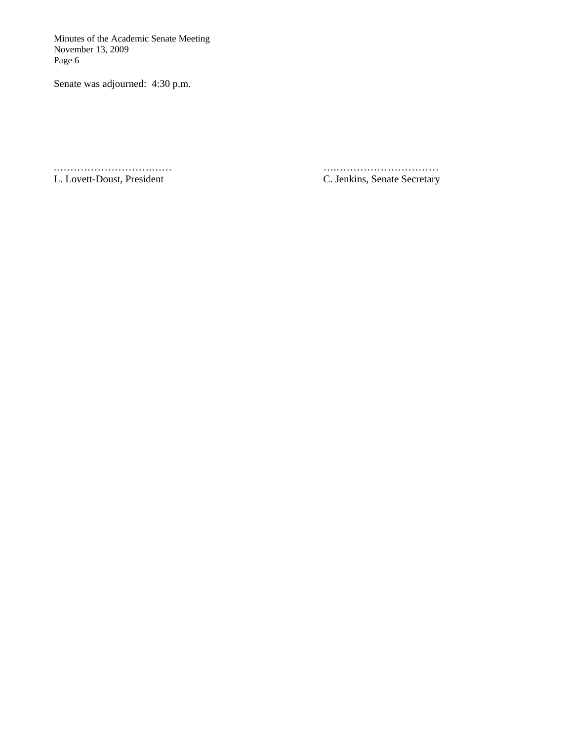Senate was adjourned:  4:30 p.m.

..…………………………..……  
L. Lovett-Doust, President

…..…………………………  
C. Jenkins, Senate Secretary